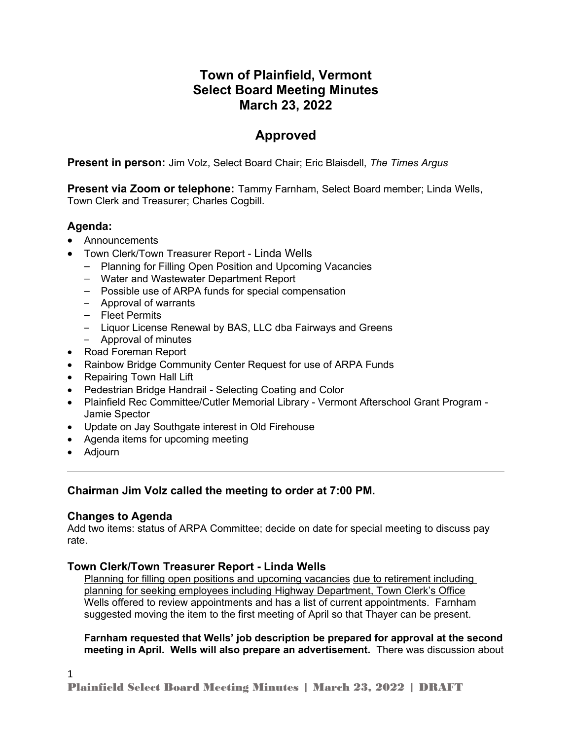# Town of Plainfield, Vermont
# Select Board Meeting Minutes
# March 23, 2022

## Approved

**Present in person:** Jim Volz, Select Board Chair; Eric Blaisdell, *The Times Argus*

**Present via Zoom or telephone:** Tammy Farnham, Select Board member; Linda Wells, Town Clerk and Treasurer; Charles Cogbill.

### Agenda:

- Announcements
- Town Clerk/Town Treasurer Report - Linda Wells
  - Planning for Filling Open Position and Upcoming Vacancies
  - Water and Wastewater Department Report
  - Possible use of ARPA funds for special compensation
  - Approval of warrants
  - Fleet Permits
  - Liquor License Renewal by BAS, LLC dba Fairways and Greens
  - Approval of minutes
- Road Foreman Report
- Rainbow Bridge Community Center Request for use of ARPA Funds
- Repairing Town Hall Lift
- Pedestrian Bridge Handrail - Selecting Coating and Color
- Plainfield Rec Committee/Cutler Memorial Library - Vermont Afterschool Grant Program - Jamie Spector
- Update on Jay Southgate interest in Old Firehouse
- Agenda items for upcoming meeting
- Adjourn

---

**Chairman Jim Volz called the meeting to order at 7:00 PM.**

### Changes to Agenda

Add two items: status of ARPA Committee; decide on date for special meeting to discuss pay rate.

### Town Clerk/Town Treasurer Report - Linda Wells

<u>Planning for filling open positions and upcoming vacancies due to retirement including planning for seeking employees including Highway Department, Town Clerk's Office</u>
Wells offered to review appointments and has a list of current appointments. Farnham suggested moving the item to the first meeting of April so that Thayer can be present.

**Farnham requested that Wells' job description be prepared for approval at the second meeting in April. Wells will also prepare an advertisement.** There was discussion about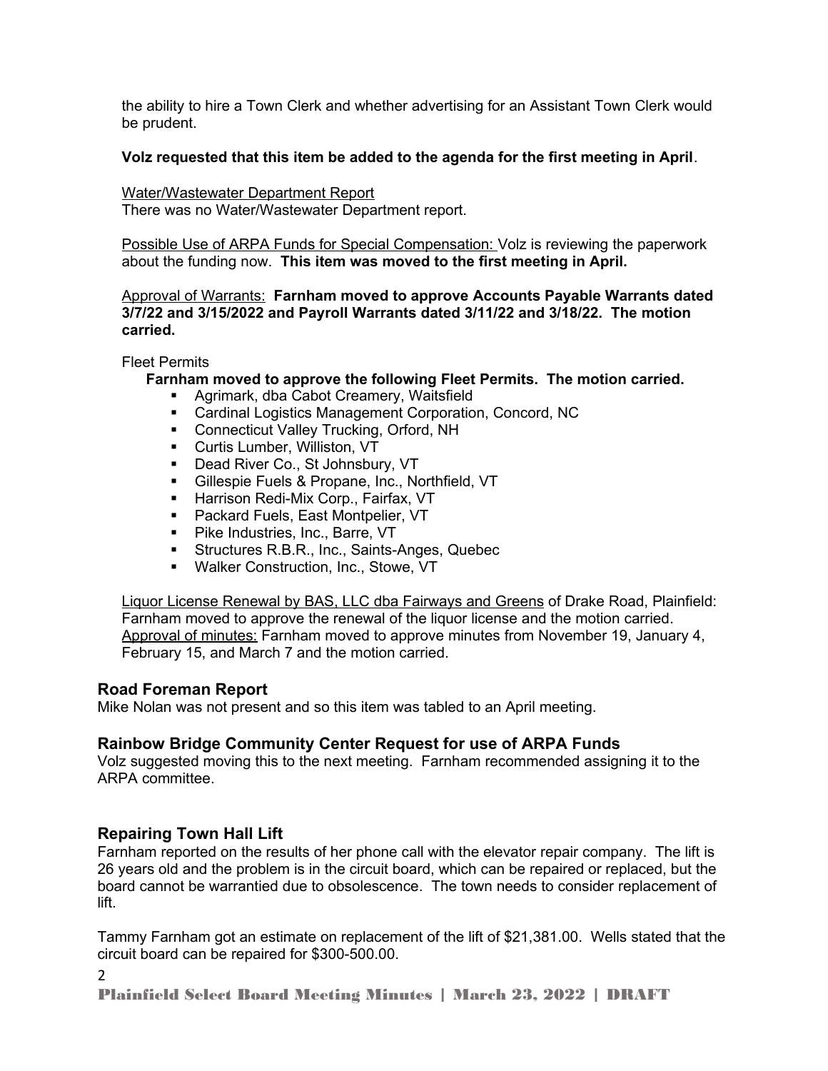the ability to hire a Town Clerk and whether advertising for an Assistant Town Clerk would be prudent.

**Volz requested that this item be added to the agenda for the first meeting in April**.

Water/Wastewater Department Report
There was no Water/Wastewater Department report.

Possible Use of ARPA Funds for Special Compensation: Volz is reviewing the paperwork about the funding now. **This item was moved to the first meeting in April.**

Approval of Warrants: **Farnham moved to approve Accounts Payable Warrants dated 3/7/22 and 3/15/2022 and Payroll Warrants dated 3/11/22 and 3/18/22. The motion carried.**

Fleet Permits

**Farnham moved to approve the following Fleet Permits. The motion carried.**

- Agrimark, dba Cabot Creamery, Waitsfield
- Cardinal Logistics Management Corporation, Concord, NC
- Connecticut Valley Trucking, Orford, NH
- Curtis Lumber, Williston, VT
- Dead River Co., St Johnsbury, VT
- Gillespie Fuels & Propane, Inc., Northfield, VT
- Harrison Redi-Mix Corp., Fairfax, VT
- Packard Fuels, East Montpelier, VT
- Pike Industries, Inc., Barre, VT
- Structures R.B.R., Inc., Saints-Anges, Quebec
- Walker Construction, Inc., Stowe, VT

Liquor License Renewal by BAS, LLC dba Fairways and Greens of Drake Road, Plainfield: Farnham moved to approve the renewal of the liquor license and the motion carried.
Approval of minutes: Farnham moved to approve minutes from November 19, January 4, February 15, and March 7 and the motion carried.

## Road Foreman Report

Mike Nolan was not present and so this item was tabled to an April meeting.

## Rainbow Bridge Community Center Request for use of ARPA Funds

Volz suggested moving this to the next meeting. Farnham recommended assigning it to the ARPA committee.

## Repairing Town Hall Lift

Farnham reported on the results of her phone call with the elevator repair company. The lift is 26 years old and the problem is in the circuit board, which can be repaired or replaced, but the board cannot be warrantied due to obsolescence. The town needs to consider replacement of lift.

Tammy Farnham got an estimate on replacement of the lift of $21,381.00. Wells stated that the circuit board can be repaired for $300-500.00.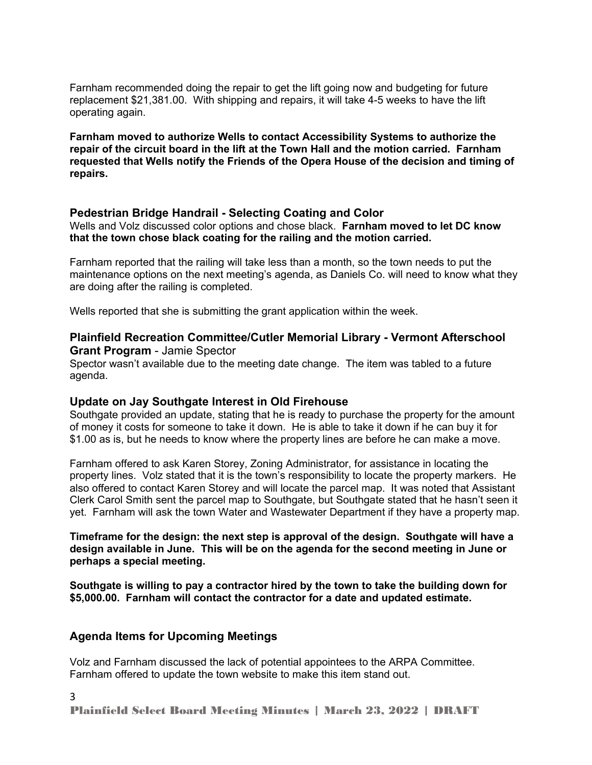Farnham recommended doing the repair to get the lift going now and budgeting for future replacement $21,381.00. With shipping and repairs, it will take 4-5 weeks to have the lift operating again.

**Farnham moved to authorize Wells to contact Accessibility Systems to authorize the repair of the circuit board in the lift at the Town Hall and the motion carried. Farnham requested that Wells notify the Friends of the Opera House of the decision and timing of repairs.**

## Pedestrian Bridge Handrail - Selecting Coating and Color

Wells and Volz discussed color options and chose black. **Farnham moved to let DC know that the town chose black coating for the railing and the motion carried.**

Farnham reported that the railing will take less than a month, so the town needs to put the maintenance options on the next meeting's agenda, as Daniels Co. will need to know what they are doing after the railing is completed.

Wells reported that she is submitting the grant application within the week.

## Plainfield Recreation Committee/Cutler Memorial Library - Vermont Afterschool Grant Program - Jamie Spector

Spector wasn't available due to the meeting date change. The item was tabled to a future agenda.

## Update on Jay Southgate Interest in Old Firehouse

Southgate provided an update, stating that he is ready to purchase the property for the amount of money it costs for someone to take it down. He is able to take it down if he can buy it for $1.00 as is, but he needs to know where the property lines are before he can make a move.

Farnham offered to ask Karen Storey, Zoning Administrator, for assistance in locating the property lines. Volz stated that it is the town's responsibility to locate the property markers. He also offered to contact Karen Storey and will locate the parcel map. It was noted that Assistant Clerk Carol Smith sent the parcel map to Southgate, but Southgate stated that he hasn't seen it yet. Farnham will ask the town Water and Wastewater Department if they have a property map.

**Timeframe for the design: the next step is approval of the design. Southgate will have a design available in June. This will be on the agenda for the second meeting in June or perhaps a special meeting.**

**Southgate is willing to pay a contractor hired by the town to take the building down for $5,000.00. Farnham will contact the contractor for a date and updated estimate.**

## Agenda Items for Upcoming Meetings

Volz and Farnham discussed the lack of potential appointees to the ARPA Committee. Farnham offered to update the town website to make this item stand out.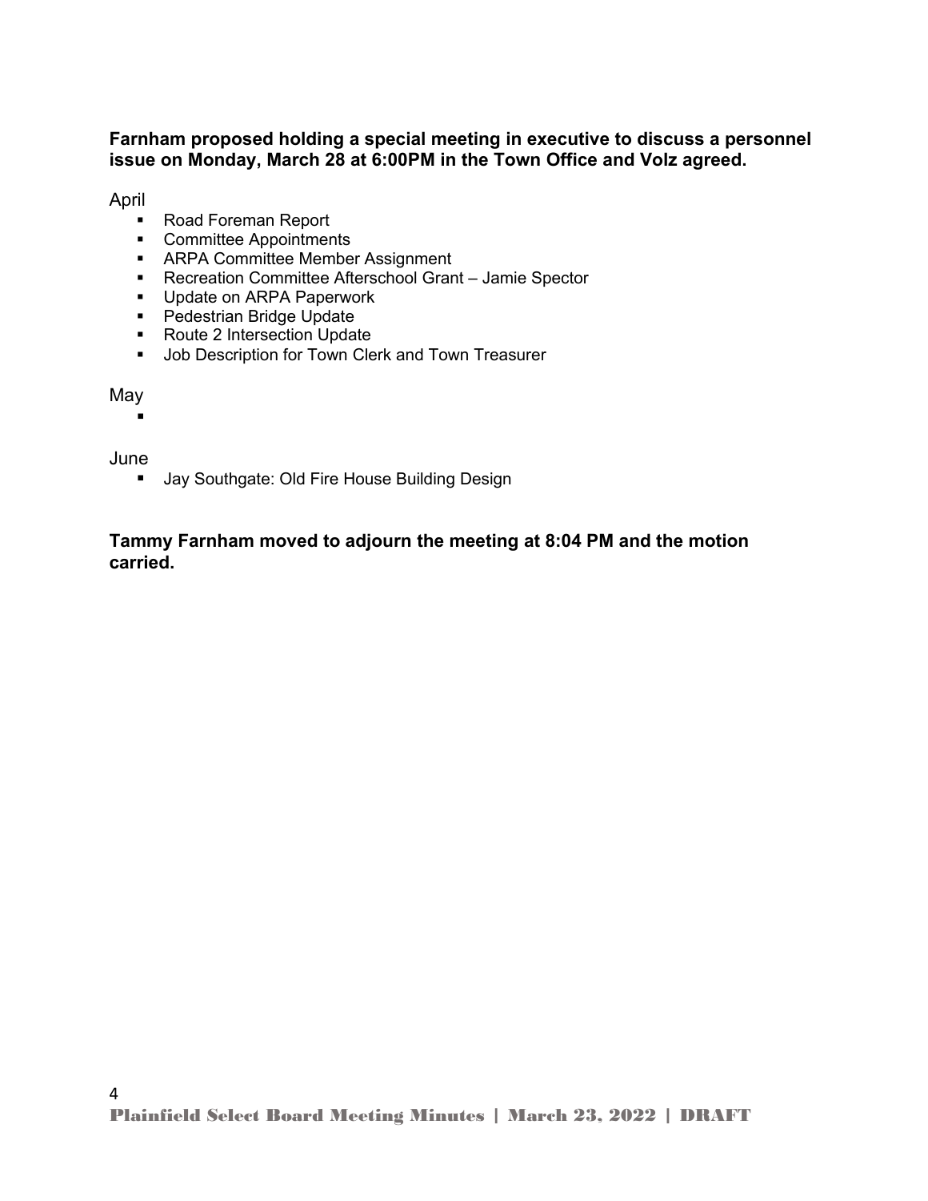**Farnham proposed holding a special meeting in executive to discuss a personnel issue on Monday, March 28 at 6:00PM in the Town Office and Volz agreed.**

April

- Road Foreman Report
- Committee Appointments
- ARPA Committee Member Assignment
- Recreation Committee Afterschool Grant – Jamie Spector
- Update on ARPA Paperwork
- Pedestrian Bridge Update
- Route 2 Intersection Update
- Job Description for Town Clerk and Town Treasurer

May

- 

June

- Jay Southgate: Old Fire House Building Design

**Tammy Farnham moved to adjourn the meeting at 8:04 PM and the motion carried.**